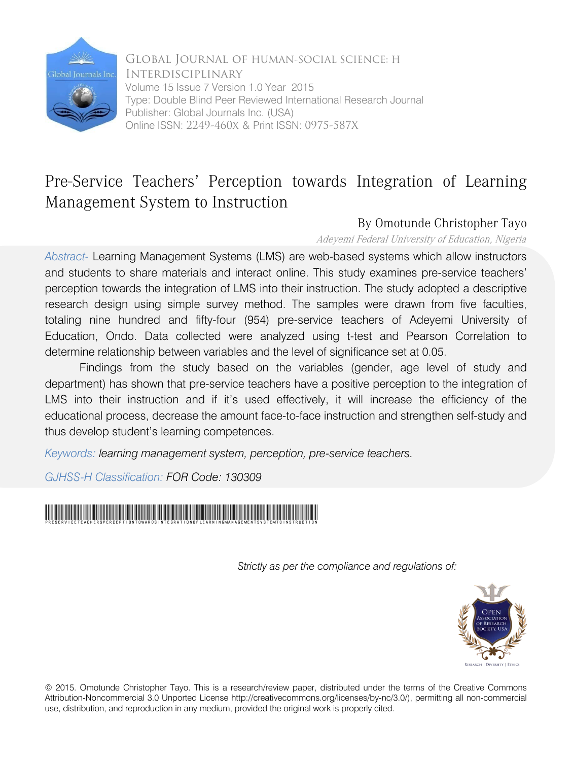Global Journal of Human-Social Science: H Interdisciplinary
Volume 15 Issue 7 Version 1.0 Year 2015
Type: Double Blind Peer Reviewed International Research Journal
Publisher: Global Journals Inc. (USA)
Online ISSN: 2249-460X & Print ISSN: 0975-587X

# Pre-Service Teachers' Perception towards Integration of Learning Management System to Instruction

By Omotunde Christopher Tayo

*Adeyemi Federal University of Education, Nigeria*

*Abstract-* Learning Management Systems (LMS) are web-based systems which allow instructors and students to share materials and interact online. This study examines pre-service teachers' perception towards the integration of LMS into their instruction. The study adopted a descriptive research design using simple survey method. The samples were drawn from five faculties, totaling nine hundred and fifty-four (954) pre-service teachers of Adeyemi University of Education, Ondo. Data collected were analyzed using t-test and Pearson Correlation to determine relationship between variables and the level of significance set at 0.05.

Findings from the study based on the variables (gender, age level of study and department) has shown that pre-service teachers have a positive perception to the integration of LMS into their instruction and if it's used effectively, it will increase the efficiency of the educational process, decrease the amount face-to-face instruction and strengthen self-study and thus develop student's learning competences.

*Keywords: learning management system, perception, pre-service teachers.*

*GJHSS-H Classification: FOR Code: 130309*

PRESERVICETEACHERSPERCEPTIONTOWARDSINTEGRATIONOFLEARNINGMANAGEMENTSYSTEMTOINSTRUCTION

*Strictly as per the compliance and regulations of:*

© 2015. Omotunde Christopher Tayo. This is a research/review paper, distributed under the terms of the Creative Commons Attribution-Noncommercial 3.0 Unported License http://creativecommons.org/licenses/by-nc/3.0/), permitting all non-commercial use, distribution, and reproduction in any medium, provided the original work is properly cited.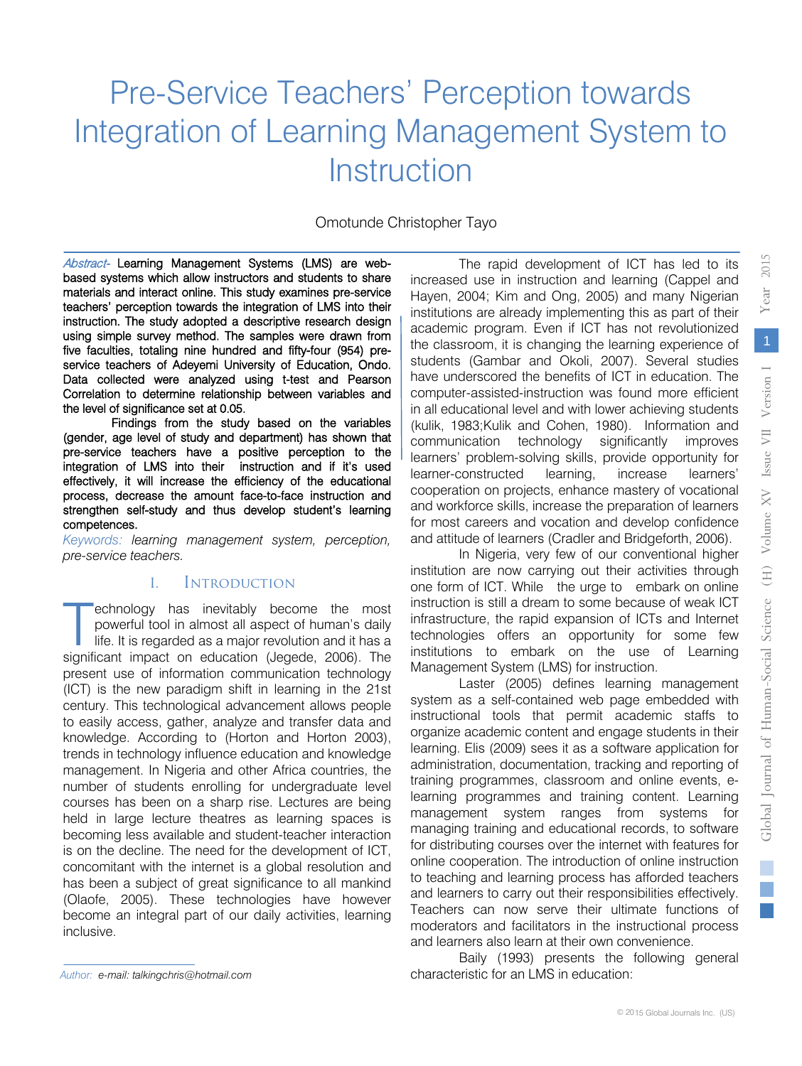# Pre-Service Teachers' Perception towards Integration of Learning Management System to Instruction

Omotunde Christopher Tayo

*Abstract-* Learning Management Systems (LMS) are web-based systems which allow instructors and students to share materials and interact online. This study examines pre-service teachers' perception towards the integration of LMS into their instruction. The study adopted a descriptive research design using simple survey method. The samples were drawn from five faculties, totaling nine hundred and fifty-four (954) pre-service teachers of Adeyemi University of Education, Ondo. Data collected were analyzed using t-test and Pearson Correlation to determine relationship between variables and the level of significance set at 0.05.

Findings from the study based on the variables (gender, age level of study and department) has shown that pre-service teachers have a positive perception to the integration of LMS into their instruction and if it's used effectively, it will increase the efficiency of the educational process, decrease the amount face-to-face instruction and strengthen self-study and thus develop student's learning competences.

*Keywords: learning management system, perception, pre-service teachers.*

## I. Introduction

Technology has inevitably become the most powerful tool in almost all aspect of human's daily life. It is regarded as a major revolution and it has a significant impact on education (Jegede, 2006). The present use of information communication technology (ICT) is the new paradigm shift in learning in the 21st century. This technological advancement allows people to easily access, gather, analyze and transfer data and knowledge. According to (Horton and Horton 2003), trends in technology influence education and knowledge management. In Nigeria and other Africa countries, the number of students enrolling for undergraduate level courses has been on a sharp rise. Lectures are being held in large lecture theatres as learning spaces is becoming less available and student-teacher interaction is on the decline. The need for the development of ICT, concomitant with the internet is a global resolution and has been a subject of great significance to all mankind (Olaofe, 2005). These technologies have however become an integral part of our daily activities, learning inclusive.

The rapid development of ICT has led to its increased use in instruction and learning (Cappel and Hayen, 2004; Kim and Ong, 2005) and many Nigerian institutions are already implementing this as part of their academic program. Even if ICT has not revolutionized the classroom, it is changing the learning experience of students (Gambar and Okoli, 2007). Several studies have underscored the benefits of ICT in education. The computer-assisted-instruction was found more efficient in all educational level and with lower achieving students (kulik, 1983;Kulik and Cohen, 1980). Information and communication technology significantly improves learners' problem-solving skills, provide opportunity for learner-constructed learning, increase learners' cooperation on projects, enhance mastery of vocational and workforce skills, increase the preparation of learners for most careers and vocation and develop confidence and attitude of learners (Cradler and Bridgeforth, 2006).

In Nigeria, very few of our conventional higher institution are now carrying out their activities through one form of ICT. While the urge to embark on online instruction is still a dream to some because of weak ICT infrastructure, the rapid expansion of ICTs and Internet technologies offers an opportunity for some few institutions to embark on the use of Learning Management System (LMS) for instruction.

Laster (2005) defines learning management system as a self-contained web page embedded with instructional tools that permit academic staffs to organize academic content and engage students in their learning. Elis (2009) sees it as a software application for administration, documentation, tracking and reporting of training programmes, classroom and online events, e-learning programmes and training content. Learning management system ranges from systems for managing training and educational records, to software for distributing courses over the internet with features for online cooperation. The introduction of online instruction to teaching and learning process has afforded teachers and learners to carry out their responsibilities effectively. Teachers can now serve their ultimate functions of moderators and facilitators in the instructional process and learners also learn at their own convenience.

Baily (1993) presents the following general characteristic for an LMS in education:

*Author: e-mail: talkingchris@hotmail.com*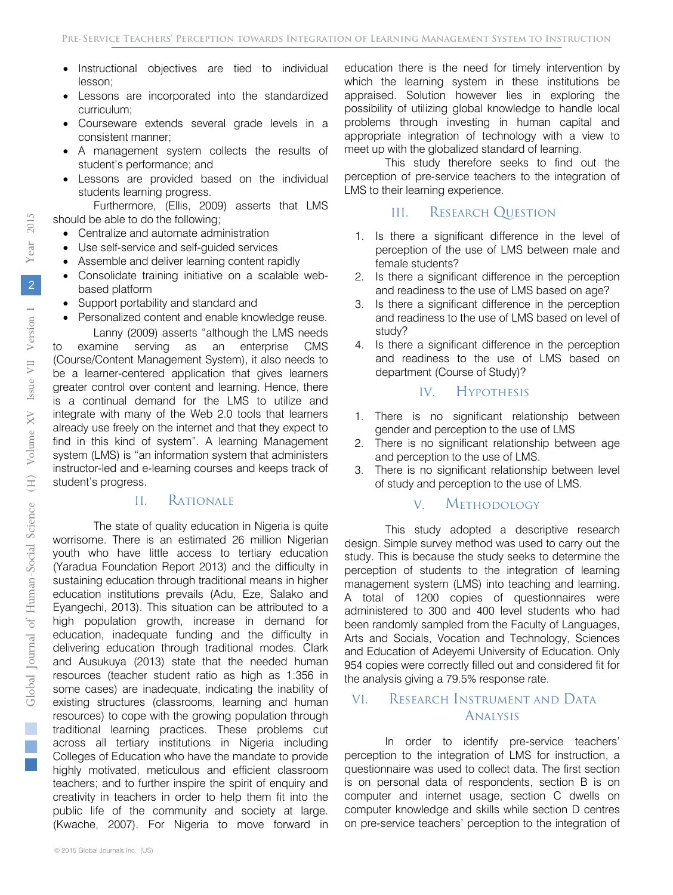- Instructional objectives are tied to individual lesson;
- Lessons are incorporated into the standardized curriculum;
- Courseware extends several grade levels in a consistent manner;
- A management system collects the results of student's performance; and
- Lessons are provided based on the individual students learning progress.

Furthermore, (Ellis, 2009) asserts that LMS should be able to do the following;

- Centralize and automate administration
- Use self-service and self-guided services
- Assemble and deliver learning content rapidly
- Consolidate training initiative on a scalable web-based platform
- Support portability and standard and
- Personalized content and enable knowledge reuse.

Lanny (2009) asserts "although the LMS needs to examine serving as an enterprise CMS (Course/Content Management System), it also needs to be a learner-centered application that gives learners greater control over content and learning. Hence, there is a continual demand for the LMS to utilize and integrate with many of the Web 2.0 tools that learners already use freely on the internet and that they expect to find in this kind of system". A learning Management system (LMS) is "an information system that administers instructor-led and e-learning courses and keeps track of student's progress.

## II. Rationale

The state of quality education in Nigeria is quite worrisome. There is an estimated 26 million Nigerian youth who have little access to tertiary education (Yaradua Foundation Report 2013) and the difficulty in sustaining education through traditional means in higher education institutions prevails (Adu, Eze, Salako and Eyangechi, 2013). This situation can be attributed to a high population growth, increase in demand for education, inadequate funding and the difficulty in delivering education through traditional modes. Clark and Ausukuya (2013) state that the needed human resources (teacher student ratio as high as 1:356 in some cases) are inadequate, indicating the inability of existing structures (classrooms, learning and human resources) to cope with the growing population through traditional learning practices. These problems cut across all tertiary institutions in Nigeria including Colleges of Education who have the mandate to provide highly motivated, meticulous and efficient classroom teachers; and to further inspire the spirit of enquiry and creativity in teachers in order to help them fit into the public life of the community and society at large. (Kwache, 2007). For Nigeria to move forward in education there is the need for timely intervention by which the learning system in these institutions be appraised. Solution however lies in exploring the possibility of utilizing global knowledge to handle local problems through investing in human capital and appropriate integration of technology with a view to meet up with the globalized standard of learning.

This study therefore seeks to find out the perception of pre-service teachers to the integration of LMS to their learning experience.

## III. Research Question

1. Is there a significant difference in the level of perception of the use of LMS between male and female students?
2. Is there a significant difference in the perception and readiness to the use of LMS based on age?
3. Is there a significant difference in the perception and readiness to the use of LMS based on level of study?
4. Is there a significant difference in the perception and readiness to the use of LMS based on department (Course of Study)?

## IV. Hypothesis

1. There is no significant relationship between gender and perception to the use of LMS
2. There is no significant relationship between age and perception to the use of LMS.
3. There is no significant relationship between level of study and perception to the use of LMS.

## V. Methodology

This study adopted a descriptive research design. Simple survey method was used to carry out the study. This is because the study seeks to determine the perception of students to the integration of learning management system (LMS) into teaching and learning. A total of 1200 copies of questionnaires were administered to 300 and 400 level students who had been randomly sampled from the Faculty of Languages, Arts and Socials, Vocation and Technology, Sciences and Education of Adeyemi University of Education. Only 954 copies were correctly filled out and considered fit for the analysis giving a 79.5% response rate.

## VI. Research Instrument and Data Analysis

In order to identify pre-service teachers' perception to the integration of LMS for instruction, a questionnaire was used to collect data. The first section is on personal data of respondents, section B is on computer and internet usage, section C dwells on computer knowledge and skills while section D centres on pre-service teachers' perception to the integration of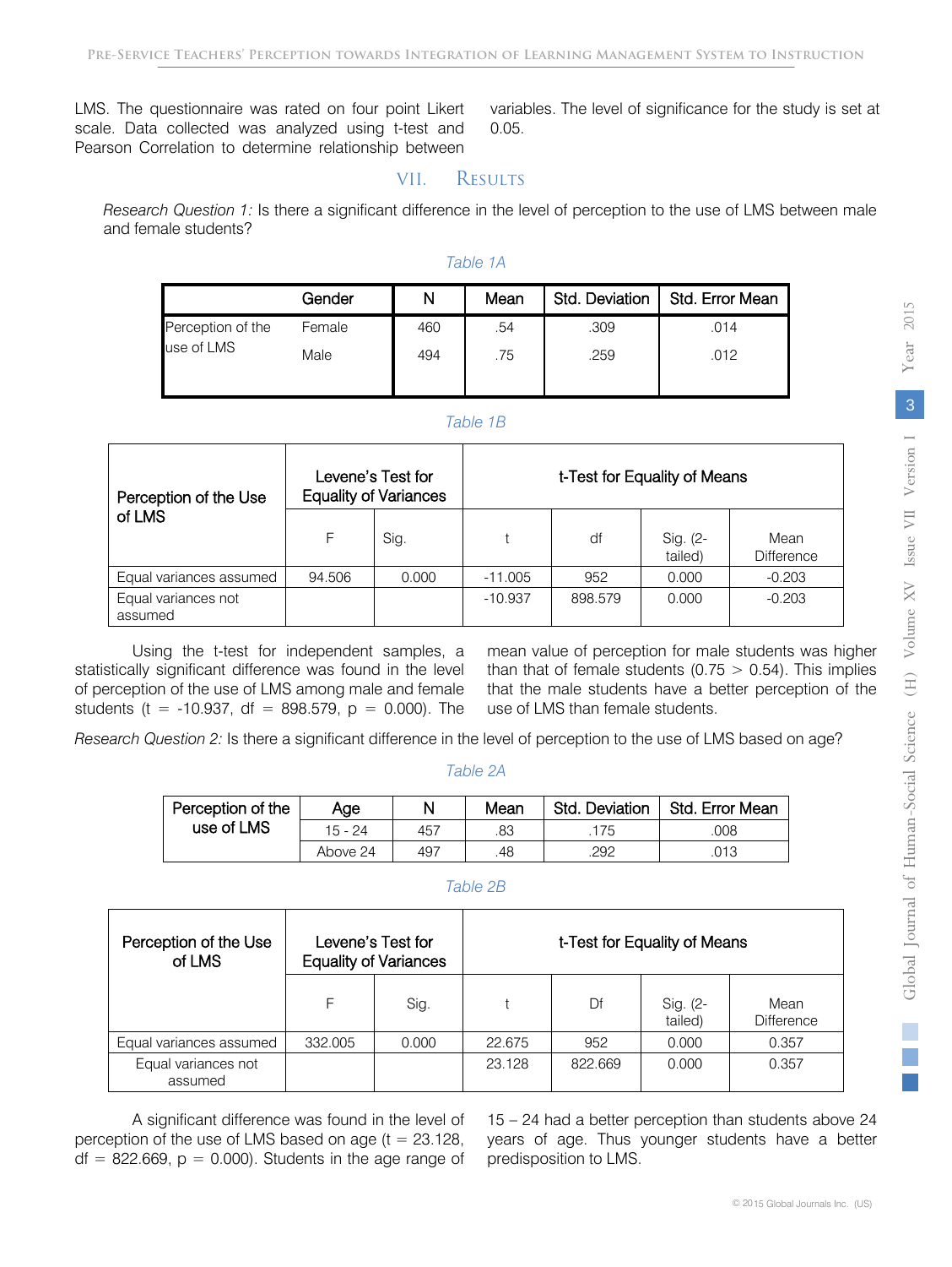LMS. The questionnaire was rated on four point Likert scale. Data collected was analyzed using t-test and Pearson Correlation to determine relationship between variables. The level of significance for the study is set at 0.05.

## VII. Results

*Research Question 1:* Is there a significant difference in the level of perception to the use of LMS between male and female students?

*Table 1A*

| | Gender | N | Mean | Std. Deviation | Std. Error Mean |
|---|---|---|---|---|---|
| Perception of the use of LMS | Female | 460 | .54 | .309 | .014 |
| | Male | 494 | .75 | .259 | .012 |

*Table 1B*

| Perception of the Use of LMS | Levene's Test for Equality of Variances | | t-Test for Equality of Means | | | |
|---|---|---|---|---|---|---|
| | F | Sig. | t | df | Sig. (2-tailed) | Mean Difference |
| Equal variances assumed | 94.506 | 0.000 | -11.005 | 952 | 0.000 | -0.203 |
| Equal variances not assumed | | | -10.937 | 898.579 | 0.000 | -0.203 |

Using the t-test for independent samples, a statistically significant difference was found in the level of perception of the use of LMS among male and female students (t = -10.937, df = 898.579, p = 0.000). The mean value of perception for male students was higher than that of female students (0.75 > 0.54). This implies that the male students have a better perception of the use of LMS than female students.

*Research Question 2:* Is there a significant difference in the level of perception to the use of LMS based on age?

*Table 2A*

| Perception of the use of LMS | Age | N | Mean | Std. Deviation | Std. Error Mean |
|---|---|---|---|---|---|
| | 15 - 24 | 457 | .83 | .175 | .008 |
| | Above 24 | 497 | .48 | .292 | .013 |

*Table 2B*

| Perception of the Use of LMS | Levene's Test for Equality of Variances | | t-Test for Equality of Means | | | |
|---|---|---|---|---|---|---|
| | F | Sig. | t | Df | Sig. (2-tailed) | Mean Difference |
| Equal variances assumed | 332.005 | 0.000 | 22.675 | 952 | 0.000 | 0.357 |
| Equal variances not assumed | | | 23.128 | 822.669 | 0.000 | 0.357 |

A significant difference was found in the level of perception of the use of LMS based on age (t = 23.128, df = 822.669, p = 0.000). Students in the age range of 15 – 24 had a better perception than students above 24 years of age. Thus younger students have a better predisposition to LMS.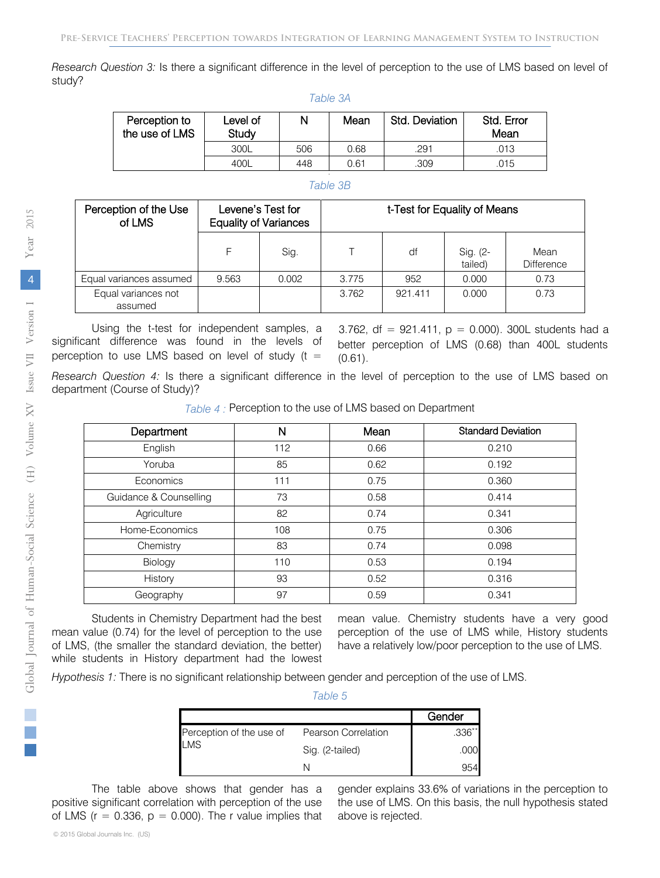*Research Question 3:* Is there a significant difference in the level of perception to the use of LMS based on level of study?

Table 3A

| Perception to the use of LMS | Level of Study | N | Mean | Std. Deviation | Std. Error Mean |
|---|---|---|---|---|---|
| | 300L | 506 | 0.68 | .291 | .013 |
| | 400L | 448 | 0.61 | .309 | .015 |

Table 3B

| Perception of the Use of LMS | Levene's Test for Equality of Variances | | t-Test for Equality of Means | | | |
|---|---|---|---|---|---|---|
| | F | Sig. | T | df | Sig. (2-tailed) | Mean Difference |
| Equal variances assumed | 9.563 | 0.002 | 3.775 | 952 | 0.000 | 0.73 |
| Equal variances not assumed | | | 3.762 | 921.411 | 0.000 | 0.73 |

Using the t-test for independent samples, a significant difference was found in the levels of perception to use LMS based on level of study (t = 3.762, df = 921.411, p = 0.000). 300L students had a better perception of LMS (0.68) than 400L students (0.61).

*Research Question 4:* Is there a significant difference in the level of perception to the use of LMS based on department (Course of Study)?

Table 4 : Perception to the use of LMS based on Department

| Department | N | Mean | Standard Deviation |
|---|---|---|---|
| English | 112 | 0.66 | 0.210 |
| Yoruba | 85 | 0.62 | 0.192 |
| Economics | 111 | 0.75 | 0.360 |
| Guidance & Counselling | 73 | 0.58 | 0.414 |
| Agriculture | 82 | 0.74 | 0.341 |
| Home-Economics | 108 | 0.75 | 0.306 |
| Chemistry | 83 | 0.74 | 0.098 |
| Biology | 110 | 0.53 | 0.194 |
| History | 93 | 0.52 | 0.316 |
| Geography | 97 | 0.59 | 0.341 |

Students in Chemistry Department had the best mean value (0.74) for the level of perception to the use of LMS, (the smaller the standard deviation, the better) while students in History department had the lowest mean value. Chemistry students have a very good perception of the use of LMS while, History students have a relatively low/poor perception to the use of LMS.

*Hypothesis 1:* There is no significant relationship between gender and perception of the use of LMS.

Table 5

| | | Gender |
|---|---|---|
| Perception of the use of LMS | Pearson Correlation | .336** |
| | Sig. (2-tailed) | .000 |
| | N | 954 |

The table above shows that gender has a positive significant correlation with perception of the use of LMS (r = 0.336, p = 0.000). The r value implies that gender explains 33.6% of variations in the perception to the use of LMS. On this basis, the null hypothesis stated above is rejected.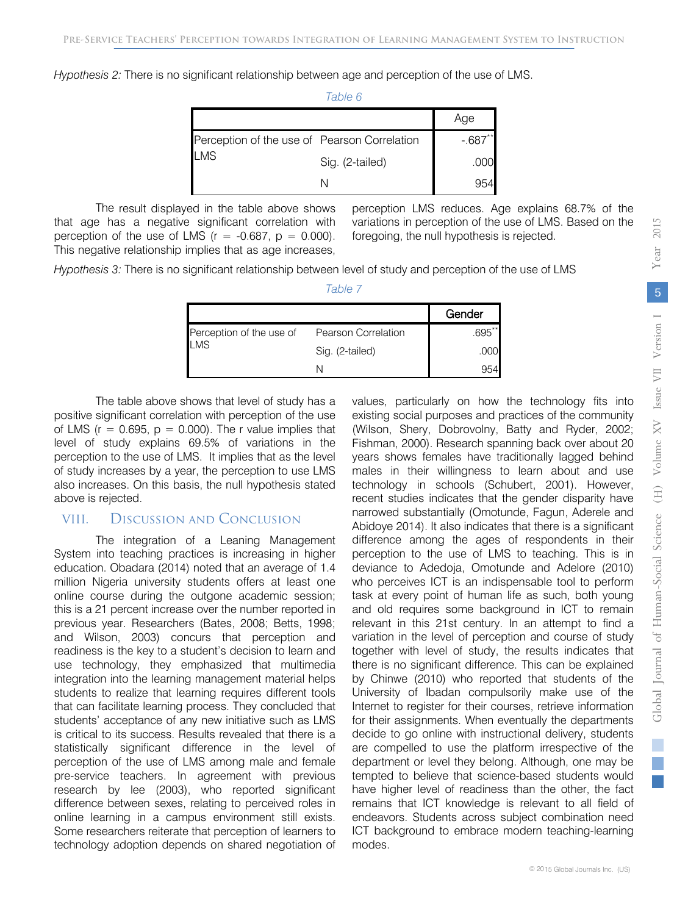*Hypothesis 2:* There is no significant relationship between age and perception of the use of LMS.

*Table 6*

| | | Age |
|---|---|---|
| Perception of the use of LMS | Pearson Correlation | -.687** |
| | Sig. (2-tailed) | .000 |
| | N | 954 |

The result displayed in the table above shows that age has a negative significant correlation with perception of the use of LMS ($r = -0.687$, $p = 0.000$). This negative relationship implies that as age increases, perception LMS reduces. Age explains 68.7% of the variations in perception of the use of LMS. Based on the foregoing, the null hypothesis is rejected.

*Hypothesis 3:* There is no significant relationship between level of study and perception of the use of LMS

*Table 7*

| | | Gender |
|---|---|---|
| Perception of the use of LMS | Pearson Correlation | .695** |
| | Sig. (2-tailed) | .000 |
| | N | 954 |

The table above shows that level of study has a positive significant correlation with perception of the use of LMS ($r = 0.695$, $p = 0.000$). The r value implies that level of study explains 69.5% of variations in the perception to the use of LMS. It implies that as the level of study increases by a year, the perception to use LMS also increases. On this basis, the null hypothesis stated above is rejected.

## VIII. Discussion and Conclusion

The integration of a Leaning Management System into teaching practices is increasing in higher education. Obadara (2014) noted that an average of 1.4 million Nigeria university students offers at least one online course during the outgone academic session; this is a 21 percent increase over the number reported in previous year. Researchers (Bates, 2008; Betts, 1998; and Wilson, 2003) concurs that perception and readiness is the key to a student's decision to learn and use technology, they emphasized that multimedia integration into the learning management material helps students to realize that learning requires different tools that can facilitate learning process. They concluded that students' acceptance of any new initiative such as LMS is critical to its success. Results revealed that there is a statistically significant difference in the level of perception of the use of LMS among male and female pre-service teachers. In agreement with previous research by lee (2003), who reported significant difference between sexes, relating to perceived roles in online learning in a campus environment still exists. Some researchers reiterate that perception of learners to technology adoption depends on shared negotiation of values, particularly on how the technology fits into existing social purposes and practices of the community (Wilson, Shery, Dobrovolny, Batty and Ryder, 2002; Fishman, 2000). Research spanning back over about 20 years shows females have traditionally lagged behind males in their willingness to learn about and use technology in schools (Schubert, 2001). However, recent studies indicates that the gender disparity have narrowed substantially (Omotunde, Fagun, Aderele and Abidoye 2014). It also indicates that there is a significant difference among the ages of respondents in their perception to the use of LMS to teaching. This is in deviance to Adedoja, Omotunde and Adelore (2010) who perceives ICT is an indispensable tool to perform task at every point of human life as such, both young and old requires some background in ICT to remain relevant in this 21st century. In an attempt to find a variation in the level of perception and course of study together with level of study, the results indicates that there is no significant difference. This can be explained by Chinwe (2010) who reported that students of the University of Ibadan compulsorily make use of the Internet to register for their courses, retrieve information for their assignments. When eventually the departments decide to go online with instructional delivery, students are compelled to use the platform irrespective of the department or level they belong. Although, one may be tempted to believe that science-based students would have higher level of readiness than the other, the fact remains that ICT knowledge is relevant to all field of endeavors. Students across subject combination need ICT background to embrace modern teaching-learning modes.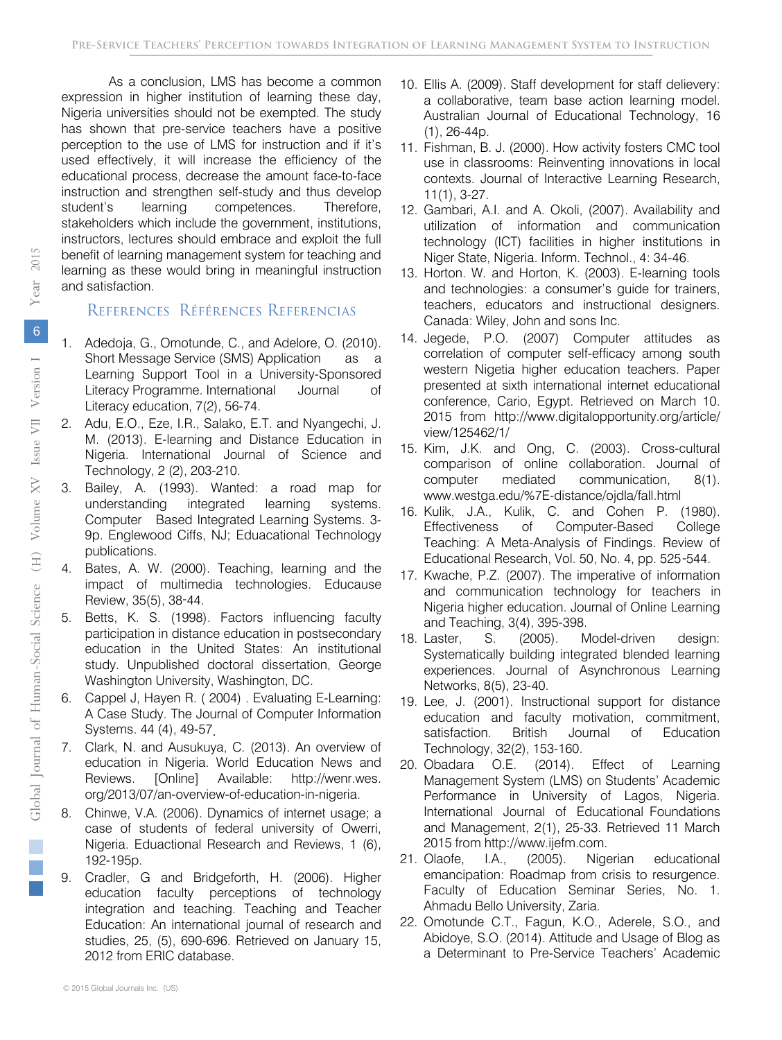As a conclusion, LMS has become a common expression in higher institution of learning these day, Nigeria universities should not be exempted. The study has shown that pre-service teachers have a positive perception to the use of LMS for instruction and if it's used effectively, it will increase the efficiency of the educational process, decrease the amount face-to-face instruction and strengthen self-study and thus develop student's learning competences. Therefore, stakeholders which include the government, institutions, instructors, lectures should embrace and exploit the full benefit of learning management system for teaching and learning as these would bring in meaningful instruction and satisfaction.

## References Références Referencias

1. Adedoja, G., Omotunde, C., and Adelore, O. (2010). Short Message Service (SMS) Application as a Learning Support Tool in a University-Sponsored Literacy Programme. International Journal of Literacy education, 7(2), 56-74.
2. Adu, E.O., Eze, I.R., Salako, E.T. and Nyangechi, J. M. (2013). E-learning and Distance Education in Nigeria. International Journal of Science and Technology, 2 (2), 203-210.
3. Bailey, A. (1993). Wanted: a road map for understanding integrated learning systems. Computer Based Integrated Learning Systems. 3-9p. Englewood Ciffs, NJ; Eduacational Technology publications.
4. Bates, A. W. (2000). Teaching, learning and the impact of multimedia technologies. Educause Review, 35(5), 38-44.
5. Betts, K. S. (1998). Factors influencing faculty participation in distance education in postsecondary education in the United States: An institutional study. Unpublished doctoral dissertation, George Washington University, Washington, DC.
6. Cappel J, Hayen R. ( 2004) . Evaluating E-Learning: A Case Study. The Journal of Computer Information Systems. 44 (4), 49-57.
7. Clark, N. and Ausukuya, C. (2013). An overview of education in Nigeria. World Education News and Reviews. [Online] Available: http://wenr.wes.org/2013/07/an-overview-of-education-in-nigeria.
8. Chinwe, V.A. (2006). Dynamics of internet usage; a case of students of federal university of Owerri, Nigeria. Eduactional Research and Reviews, 1 (6), 192-195p.
9. Cradler, G and Bridgeforth, H. (2006). Higher education faculty perceptions of technology integration and teaching. Teaching and Teacher Education: An international journal of research and studies, 25, (5), 690-696. Retrieved on January 15, 2012 from ERIC database.
10. Ellis A. (2009). Staff development for staff delievery: a collaborative, team base action learning model. Australian Journal of Educational Technology, 16 (1), 26-44p.
11. Fishman, B. J. (2000). How activity fosters CMC tool use in classrooms: Reinventing innovations in local contexts. Journal of Interactive Learning Research, 11(1), 3-27.
12. Gambari, A.I. and A. Okoli, (2007). Availability and utilization of information and communication technology (ICT) facilities in higher institutions in Niger State, Nigeria. Inform. Technol., 4: 34-46.
13. Horton. W. and Horton, K. (2003). E-learning tools and technologies: a consumer's guide for trainers, teachers, educators and instructional designers. Canada: Wiley, John and sons Inc.
14. Jegede, P.O. (2007) Computer attitudes as correlation of computer self-efficacy among south western Nigetia higher education teachers. Paper presented at sixth international internet educational conference, Cario, Egypt. Retrieved on March 10. 2015 from http://www.digitalopportunity.org/article/view/125462/1/
15. Kim, J.K. and Ong, C. (2003). Cross-cultural comparison of online collaboration. Journal of computer mediated communication, 8(1). www.westga.edu/%7E-distance/ojdla/fall.html
16. Kulik, J.A., Kulik, C. and Cohen P. (1980). Effectiveness of Computer-Based College Teaching: A Meta-Analysis of Findings. Review of Educational Research, Vol. 50, No. 4, pp. 525-544.
17. Kwache, P.Z. (2007). The imperative of information and communication technology for teachers in Nigeria higher education. Journal of Online Learning and Teaching, 3(4), 395-398.
18. Laster, S. (2005). Model-driven design: Systematically building integrated blended learning experiences. Journal of Asynchronous Learning Networks, 8(5), 23-40.
19. Lee, J. (2001). Instructional support for distance education and faculty motivation, commitment, satisfaction. British Journal of Education Technology, 32(2), 153-160.
20. Obadara O.E. (2014). Effect of Learning Management System (LMS) on Students' Academic Performance in University of Lagos, Nigeria. International Journal of Educational Foundations and Management, 2(1), 25-33. Retrieved 11 March 2015 from http://www.ijefm.com.
21. Olaofe, I.A., (2005). Nigerian educational emancipation: Roadmap from crisis to resurgence. Faculty of Education Seminar Series, No. 1. Ahmadu Bello University, Zaria.
22. Omotunde C.T., Fagun, K.O., Aderele, S.O., and Abidoye, S.O. (2014). Attitude and Usage of Blog as a Determinant to Pre-Service Teachers' Academic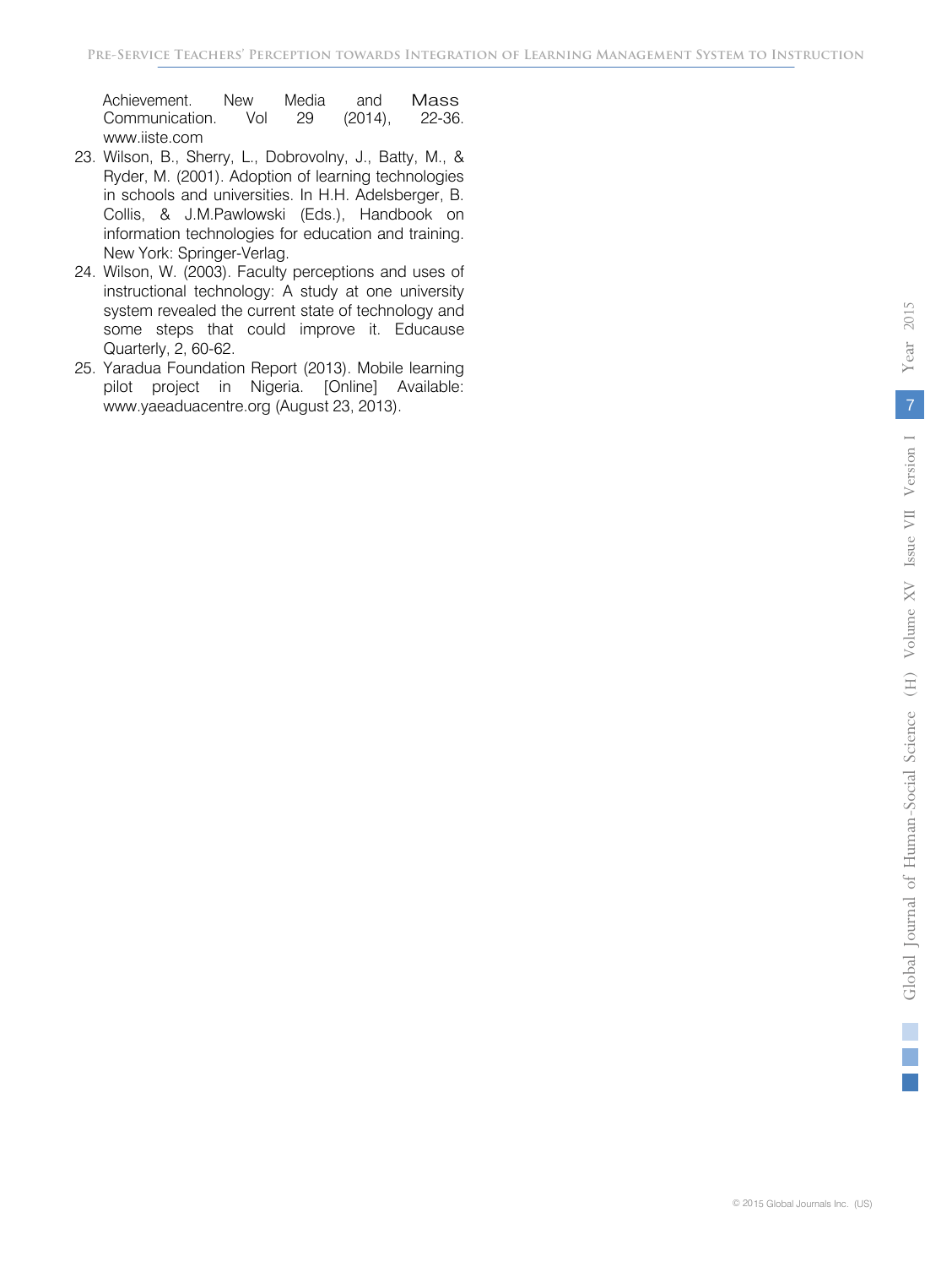Achievement. New Media and Mass Communication. Vol 29 (2014), 22-36. www.iiste.com

23. Wilson, B., Sherry, L., Dobrovolny, J., Batty, M., & Ryder, M. (2001). Adoption of learning technologies in schools and universities. In H.H. Adelsberger, B. Collis, & J.M.Pawlowski (Eds.), Handbook on information technologies for education and training. New York: Springer-Verlag.
24. Wilson, W. (2003). Faculty perceptions and uses of instructional technology: A study at one university system revealed the current state of technology and some steps that could improve it. Educause Quarterly, 2, 60-62.
25. Yaradua Foundation Report (2013). Mobile learning pilot project in Nigeria. [Online] Available: www.yaeaduacentre.org (August 23, 2013).